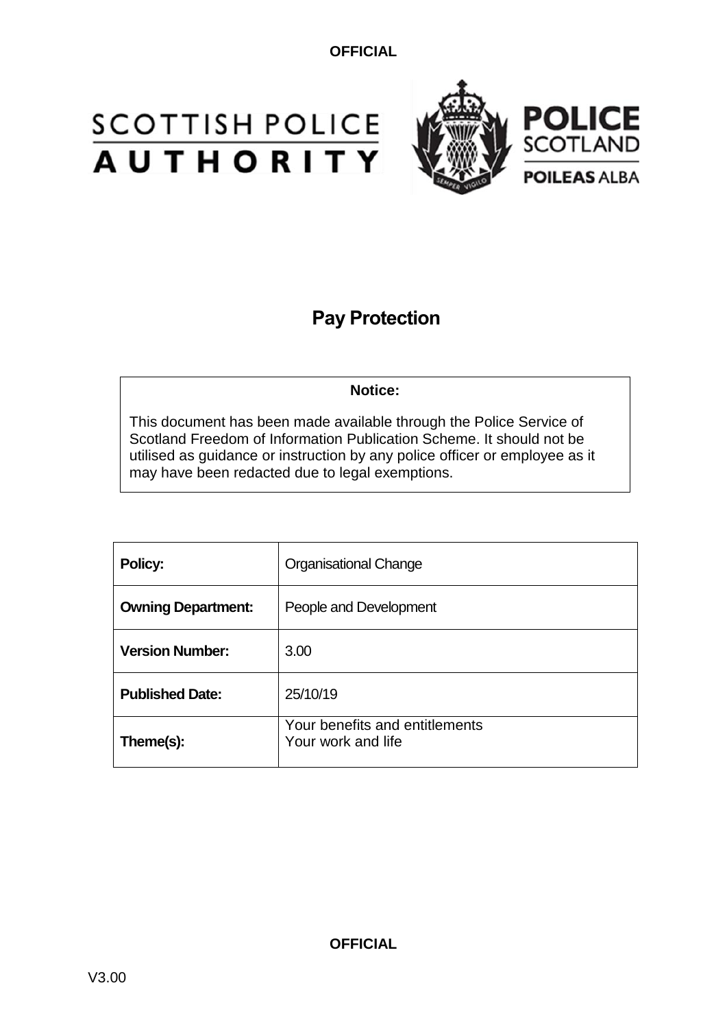OFFICIAL

SCOTTISH POLICE AUTHORITY

POLICE SCOTLAND

POILEAS ALBA

# Pay Protection

**Notice:**

This document has been made available through the Police Service of Scotland Freedom of Information Publication Scheme. It should not be utilised as guidance or instruction by any police officer or employee as it may have been redacted due to legal exemptions.

| **Policy:** | Organisational Change |
|---|---|
| **Owning Department:** | People and Development |
| **Version Number:** | 3.00 |
| **Published Date:** | 25/10/19 |
| **Theme(s):** | Your benefits and entitlements<br>Your work and life |

OFFICIAL

V3.00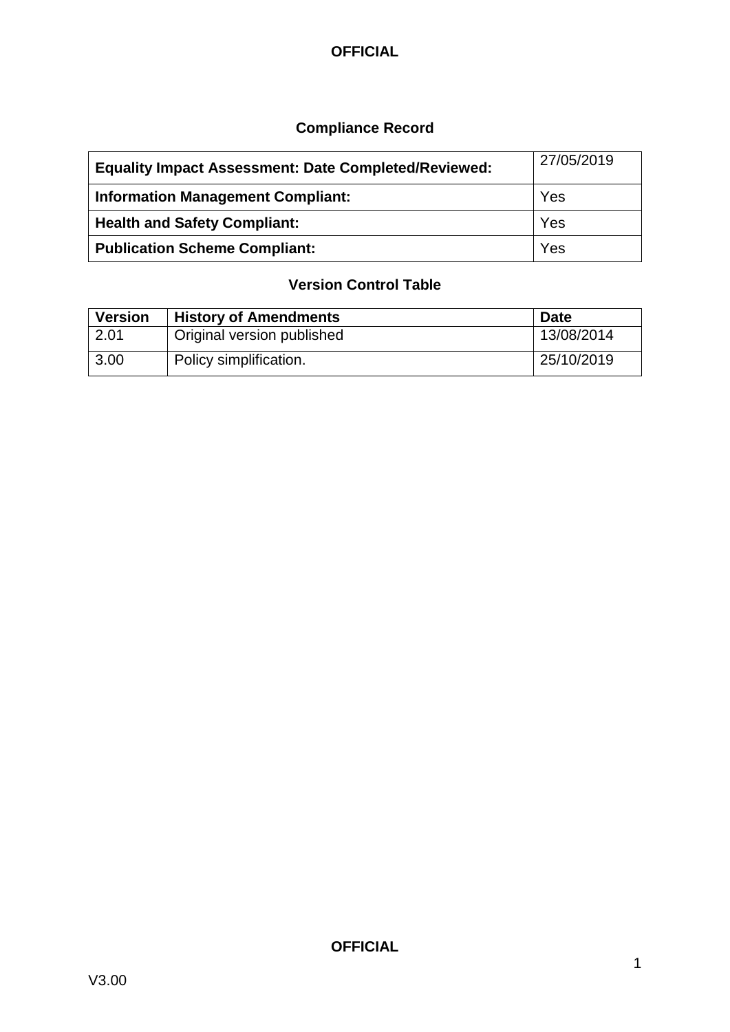## Compliance Record

| **Equality Impact Assessment: Date Completed/Reviewed:** | 27/05/2019 |
|---|---|
| **Information Management Compliant:** | Yes |
| **Health and Safety Compliant:** | Yes |
| **Publication Scheme Compliant:** | Yes |

## Version Control Table

| Version | History of Amendments | Date |
|---|---|---|
| 2.01 | Original version published | 13/08/2014 |
| 3.00 | Policy simplification. | 25/10/2019 |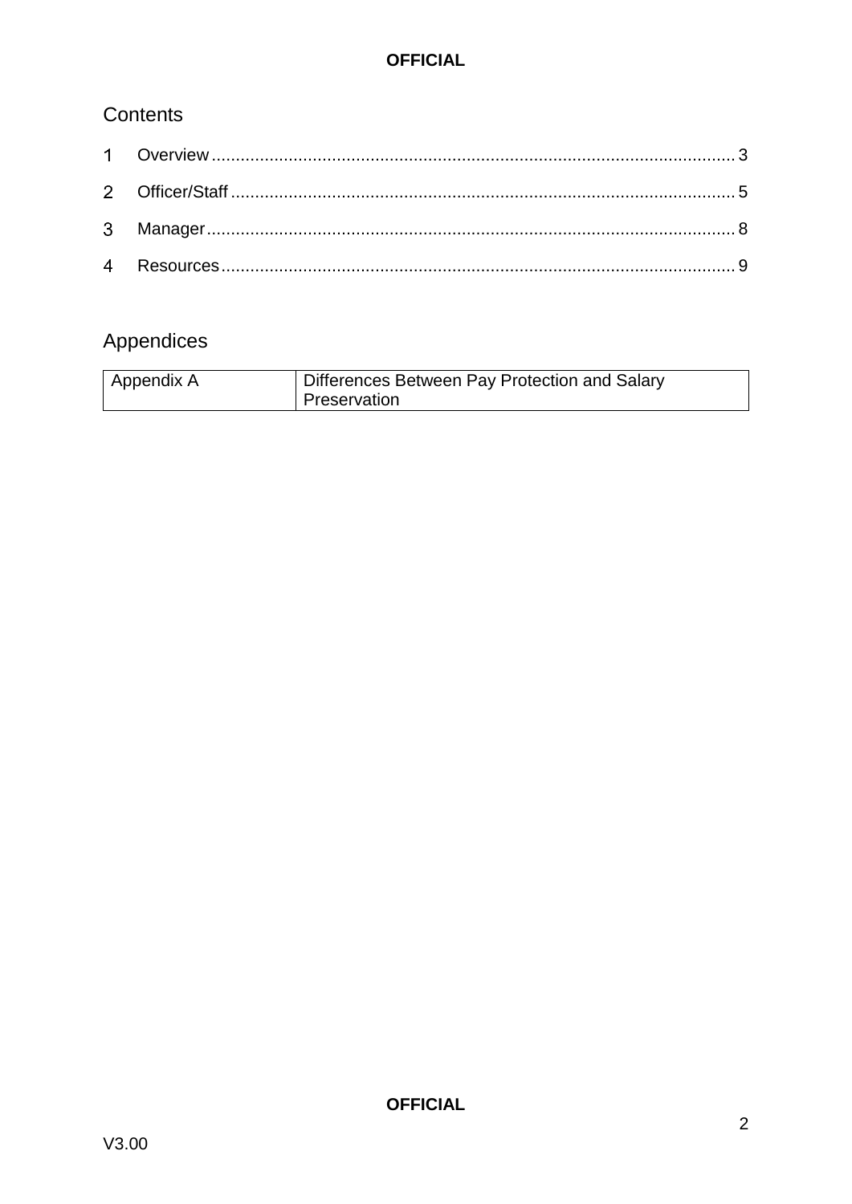# Contents

1 Overview ........................................................................................................ 3

2 Officer/Staff .................................................................................................... 5

3 Manager ......................................................................................................... 8

4 Resources ...................................................................................................... 9

# Appendices

| Appendix A | Differences Between Pay Protection and Salary Preservation |
|---|---|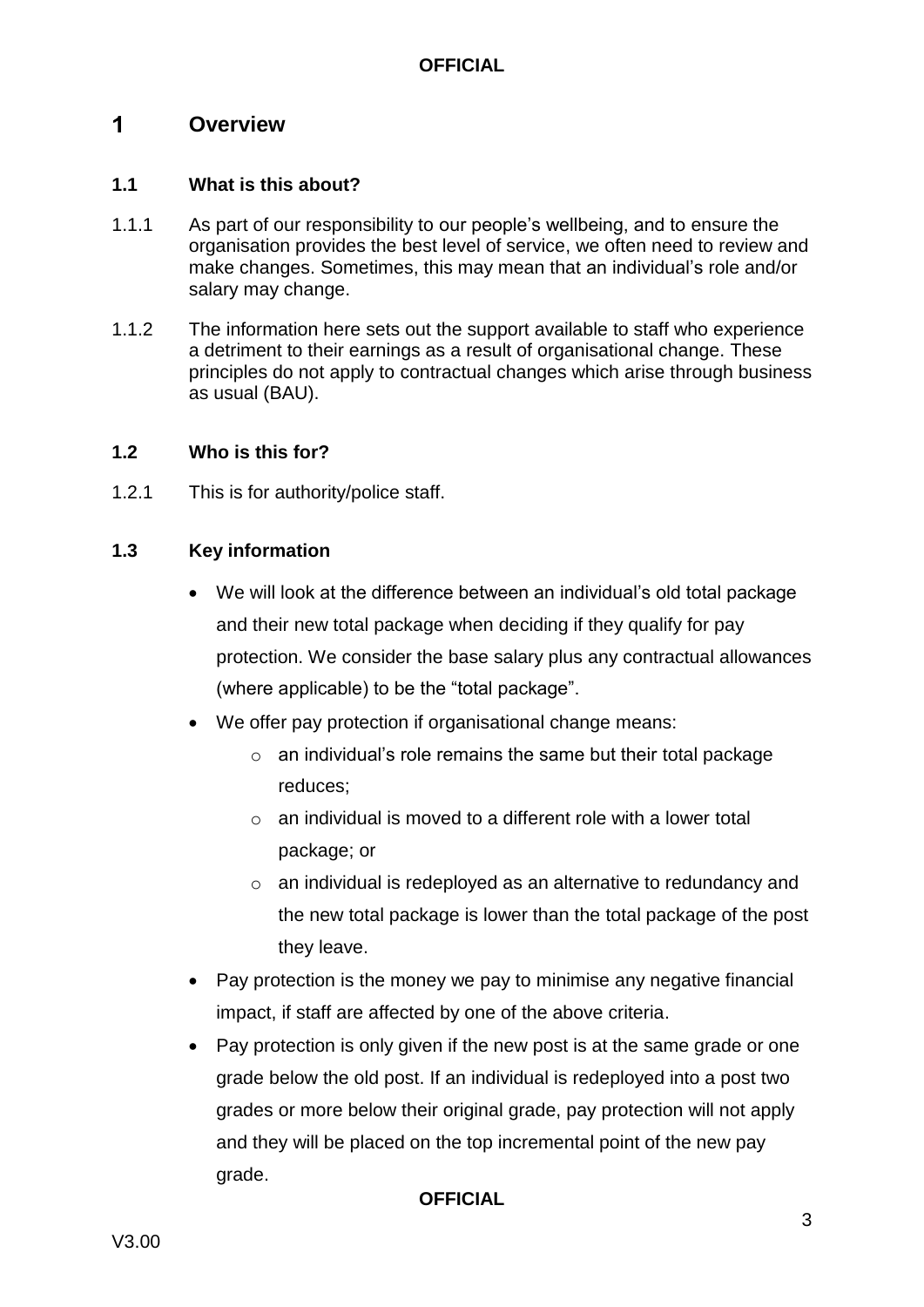# 1 Overview

## 1.1 What is this about?

1.1.1 As part of our responsibility to our people's wellbeing, and to ensure the organisation provides the best level of service, we often need to review and make changes. Sometimes, this may mean that an individual's role and/or salary may change.

1.1.2 The information here sets out the support available to staff who experience a detriment to their earnings as a result of organisational change. These principles do not apply to contractual changes which arise through business as usual (BAU).

## 1.2 Who is this for?

1.2.1 This is for authority/police staff.

## 1.3 Key information

- We will look at the difference between an individual's old total package and their new total package when deciding if they qualify for pay protection. We consider the base salary plus any contractual allowances (where applicable) to be the "total package".
- We offer pay protection if organisational change means:
  - an individual's role remains the same but their total package reduces;
  - an individual is moved to a different role with a lower total package; or
  - an individual is redeployed as an alternative to redundancy and the new total package is lower than the total package of the post they leave.
- Pay protection is the money we pay to minimise any negative financial impact, if staff are affected by one of the above criteria.
- Pay protection is only given if the new post is at the same grade or one grade below the old post. If an individual is redeployed into a post two grades or more below their original grade, pay protection will not apply and they will be placed on the top incremental point of the new pay grade.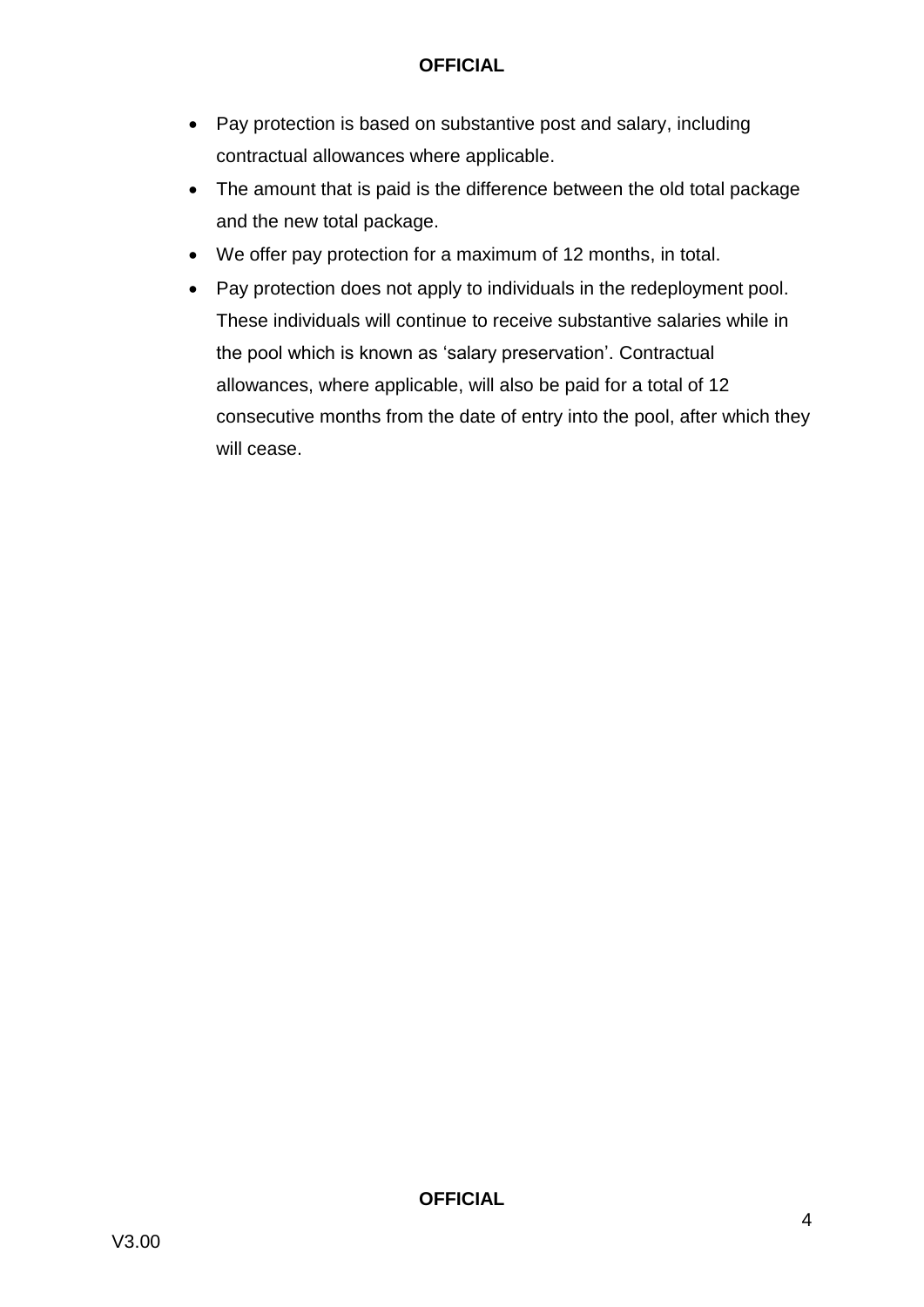- Pay protection is based on substantive post and salary, including contractual allowances where applicable.
- The amount that is paid is the difference between the old total package and the new total package.
- We offer pay protection for a maximum of 12 months, in total.
- Pay protection does not apply to individuals in the redeployment pool. These individuals will continue to receive substantive salaries while in the pool which is known as 'salary preservation'. Contractual allowances, where applicable, will also be paid for a total of 12 consecutive months from the date of entry into the pool, after which they will cease.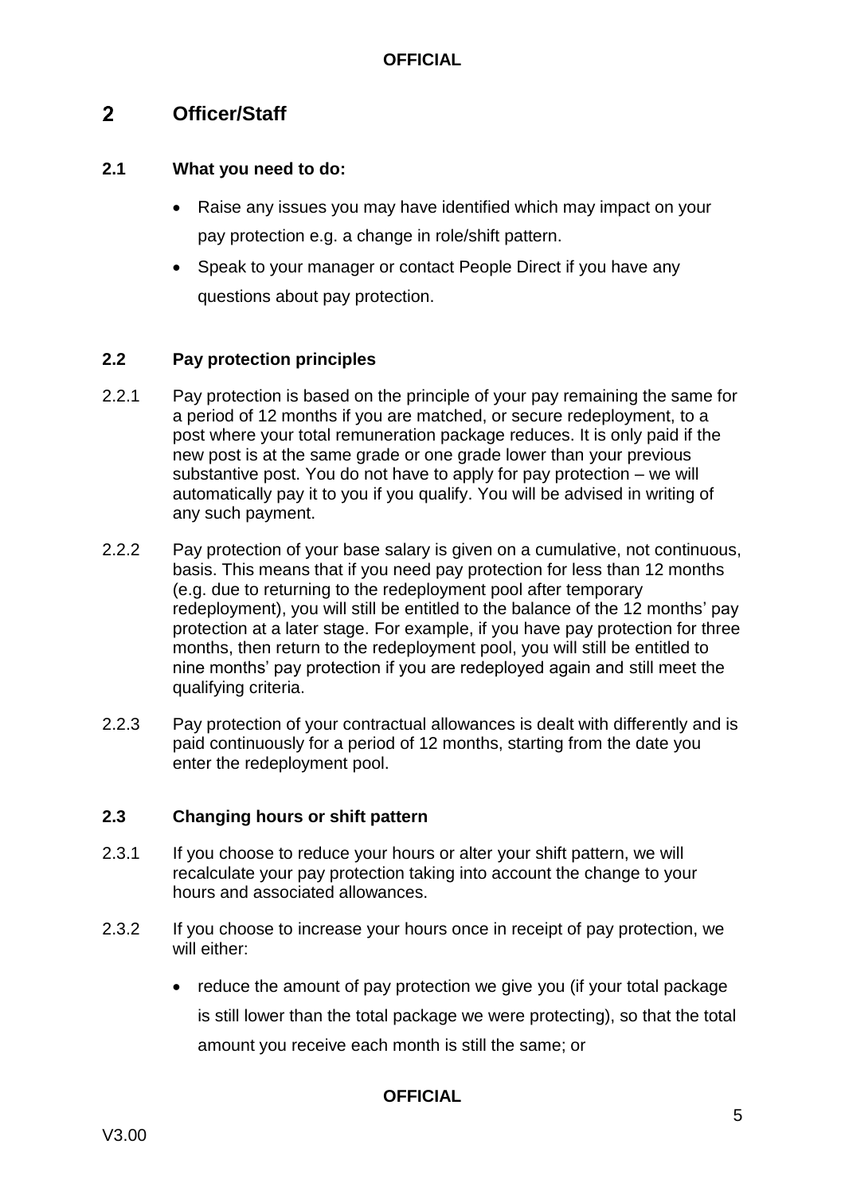## 2 Officer/Staff

### 2.1 What you need to do:

- Raise any issues you may have identified which may impact on your pay protection e.g. a change in role/shift pattern.
- Speak to your manager or contact People Direct if you have any questions about pay protection.

### 2.2 Pay protection principles

2.2.1 Pay protection is based on the principle of your pay remaining the same for a period of 12 months if you are matched, or secure redeployment, to a post where your total remuneration package reduces. It is only paid if the new post is at the same grade or one grade lower than your previous substantive post. You do not have to apply for pay protection – we will automatically pay it to you if you qualify. You will be advised in writing of any such payment.

2.2.2 Pay protection of your base salary is given on a cumulative, not continuous, basis. This means that if you need pay protection for less than 12 months (e.g. due to returning to the redeployment pool after temporary redeployment), you will still be entitled to the balance of the 12 months' pay protection at a later stage. For example, if you have pay protection for three months, then return to the redeployment pool, you will still be entitled to nine months' pay protection if you are redeployed again and still meet the qualifying criteria.

2.2.3 Pay protection of your contractual allowances is dealt with differently and is paid continuously for a period of 12 months, starting from the date you enter the redeployment pool.

### 2.3 Changing hours or shift pattern

2.3.1 If you choose to reduce your hours or alter your shift pattern, we will recalculate your pay protection taking into account the change to your hours and associated allowances.

2.3.2 If you choose to increase your hours once in receipt of pay protection, we will either:

- reduce the amount of pay protection we give you (if your total package is still lower than the total package we were protecting), so that the total amount you receive each month is still the same; or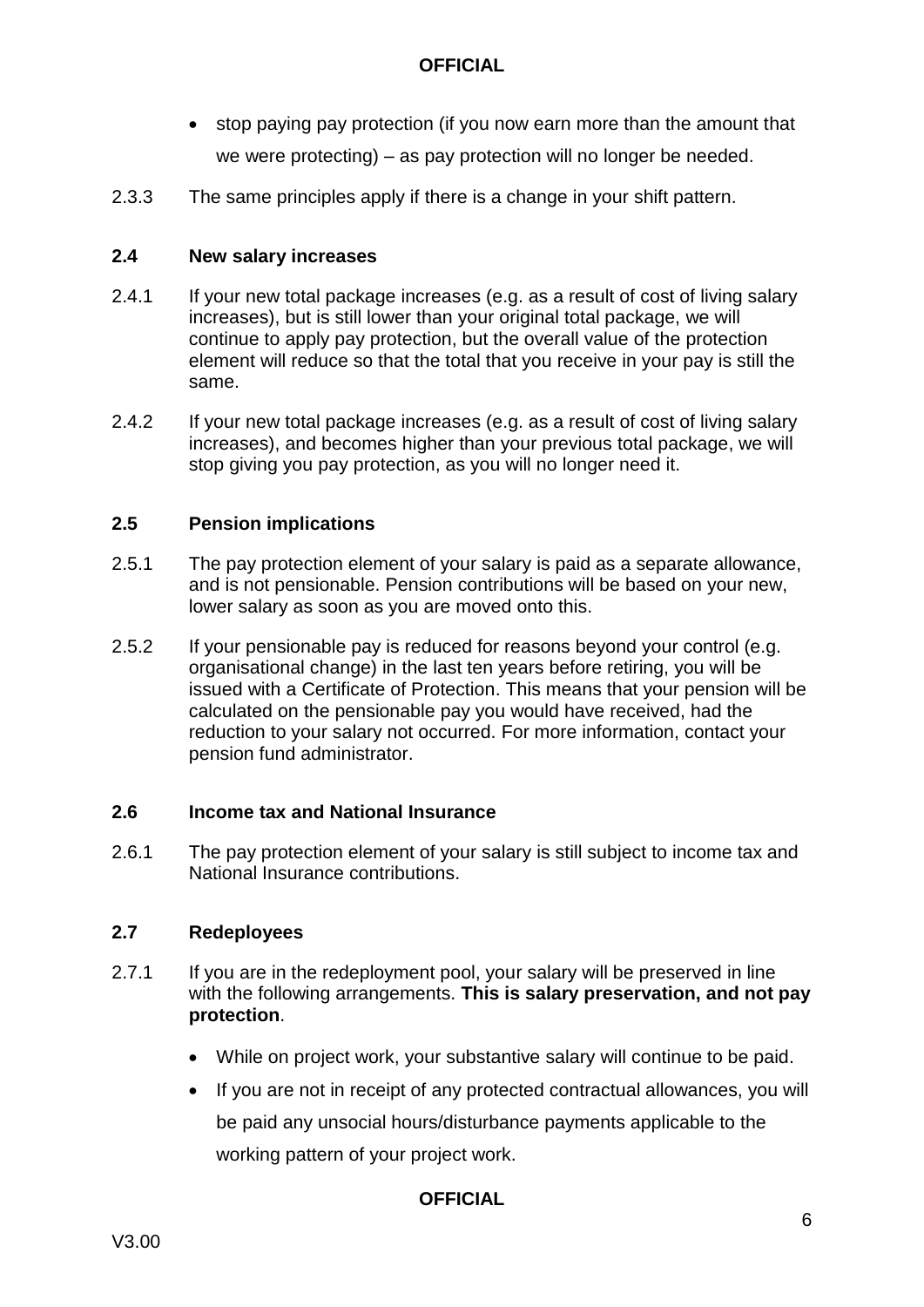- stop paying pay protection (if you now earn more than the amount that we were protecting) – as pay protection will no longer be needed.

2.3.3 The same principles apply if there is a change in your shift pattern.

### 2.4 New salary increases

2.4.1 If your new total package increases (e.g. as a result of cost of living salary increases), but is still lower than your original total package, we will continue to apply pay protection, but the overall value of the protection element will reduce so that the total that you receive in your pay is still the same.

2.4.2 If your new total package increases (e.g. as a result of cost of living salary increases), and becomes higher than your previous total package, we will stop giving you pay protection, as you will no longer need it.

### 2.5 Pension implications

2.5.1 The pay protection element of your salary is paid as a separate allowance, and is not pensionable. Pension contributions will be based on your new, lower salary as soon as you are moved onto this.

2.5.2 If your pensionable pay is reduced for reasons beyond your control (e.g. organisational change) in the last ten years before retiring, you will be issued with a Certificate of Protection. This means that your pension will be calculated on the pensionable pay you would have received, had the reduction to your salary not occurred. For more information, contact your pension fund administrator.

### 2.6 Income tax and National Insurance

2.6.1 The pay protection element of your salary is still subject to income tax and National Insurance contributions.

### 2.7 Redeployees

2.7.1 If you are in the redeployment pool, your salary will be preserved in line with the following arrangements. **This is salary preservation, and not pay protection**.

- While on project work, your substantive salary will continue to be paid.
- If you are not in receipt of any protected contractual allowances, you will be paid any unsocial hours/disturbance payments applicable to the working pattern of your project work.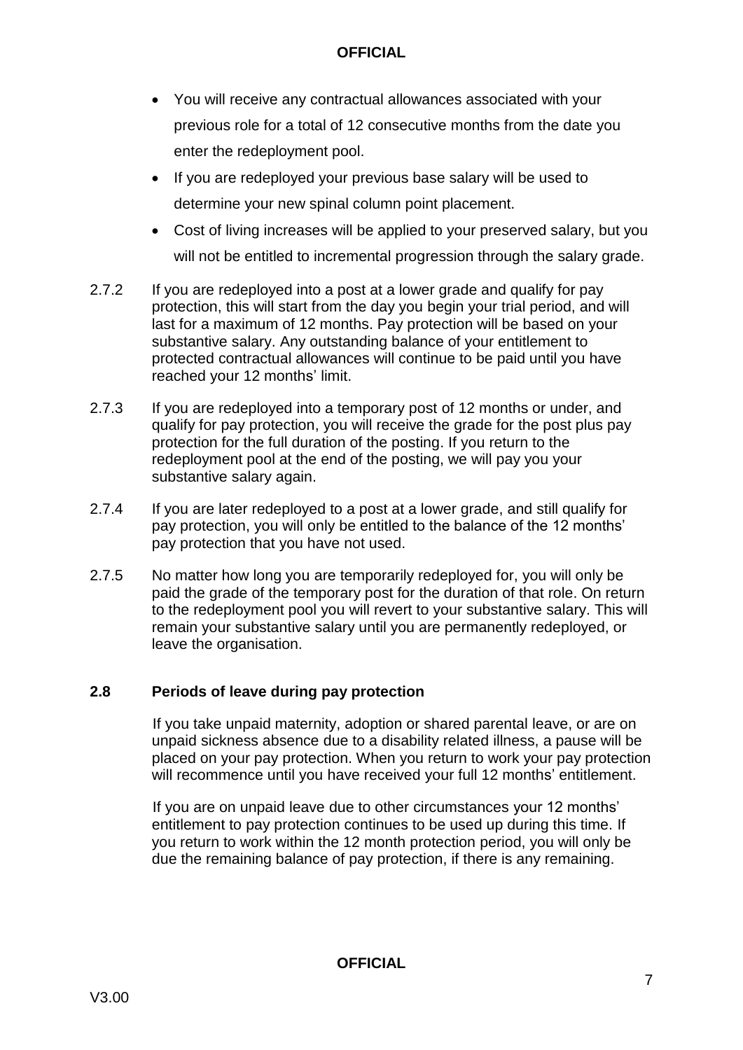- You will receive any contractual allowances associated with your previous role for a total of 12 consecutive months from the date you enter the redeployment pool.
- If you are redeployed your previous base salary will be used to determine your new spinal column point placement.
- Cost of living increases will be applied to your preserved salary, but you will not be entitled to incremental progression through the salary grade.

2.7.2 If you are redeployed into a post at a lower grade and qualify for pay protection, this will start from the day you begin your trial period, and will last for a maximum of 12 months. Pay protection will be based on your substantive salary. Any outstanding balance of your entitlement to protected contractual allowances will continue to be paid until you have reached your 12 months' limit.

2.7.3 If you are redeployed into a temporary post of 12 months or under, and qualify for pay protection, you will receive the grade for the post plus pay protection for the full duration of the posting. If you return to the redeployment pool at the end of the posting, we will pay you your substantive salary again.

2.7.4 If you are later redeployed to a post at a lower grade, and still qualify for pay protection, you will only be entitled to the balance of the 12 months' pay protection that you have not used.

2.7.5 No matter how long you are temporarily redeployed for, you will only be paid the grade of the temporary post for the duration of that role. On return to the redeployment pool you will revert to your substantive salary. This will remain your substantive salary until you are permanently redeployed, or leave the organisation.

### 2.8 Periods of leave during pay protection

If you take unpaid maternity, adoption or shared parental leave, or are on unpaid sickness absence due to a disability related illness, a pause will be placed on your pay protection. When you return to work your pay protection will recommence until you have received your full 12 months' entitlement.

If you are on unpaid leave due to other circumstances your 12 months' entitlement to pay protection continues to be used up during this time. If you return to work within the 12 month protection period, you will only be due the remaining balance of pay protection, if there is any remaining.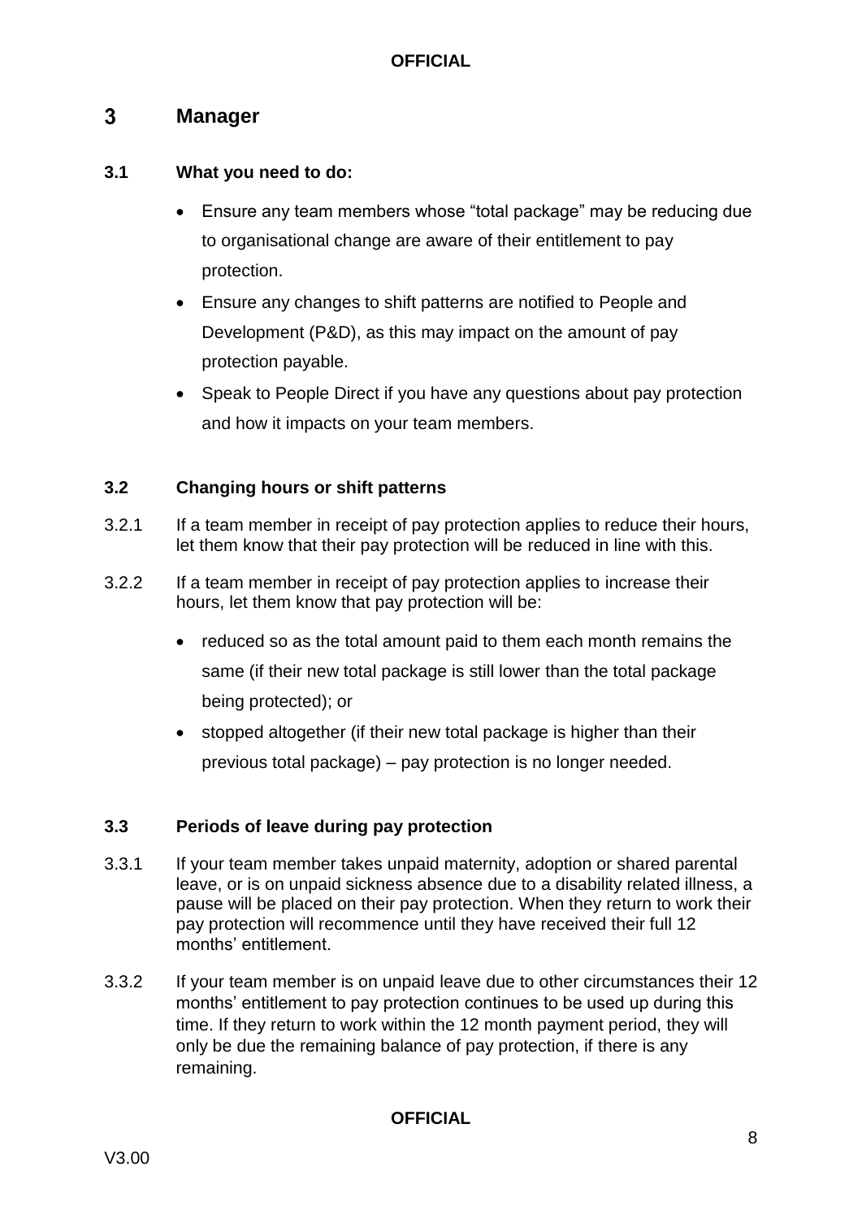# 3 Manager

### 3.1 What you need to do:

- Ensure any team members whose "total package" may be reducing due to organisational change are aware of their entitlement to pay protection.
- Ensure any changes to shift patterns are notified to People and Development (P&D), as this may impact on the amount of pay protection payable.
- Speak to People Direct if you have any questions about pay protection and how it impacts on your team members.

### 3.2 Changing hours or shift patterns

3.2.1 If a team member in receipt of pay protection applies to reduce their hours, let them know that their pay protection will be reduced in line with this.

3.2.2 If a team member in receipt of pay protection applies to increase their hours, let them know that pay protection will be:

- reduced so as the total amount paid to them each month remains the same (if their new total package is still lower than the total package being protected); or
- stopped altogether (if their new total package is higher than their previous total package) – pay protection is no longer needed.

### 3.3 Periods of leave during pay protection

3.3.1 If your team member takes unpaid maternity, adoption or shared parental leave, or is on unpaid sickness absence due to a disability related illness, a pause will be placed on their pay protection. When they return to work their pay protection will recommence until they have received their full 12 months' entitlement.

3.3.2 If your team member is on unpaid leave due to other circumstances their 12 months' entitlement to pay protection continues to be used up during this time. If they return to work within the 12 month payment period, they will only be due the remaining balance of pay protection, if there is any remaining.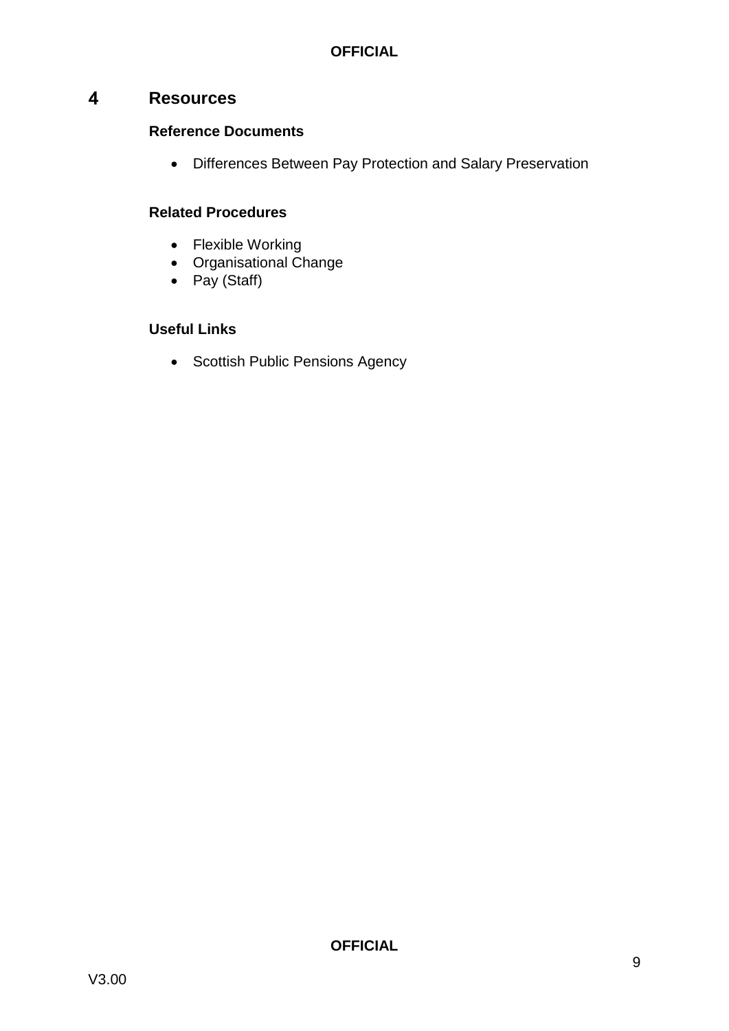## 4 Resources

### Reference Documents

- Differences Between Pay Protection and Salary Preservation

### Related Procedures

- Flexible Working
- Organisational Change
- Pay (Staff)

### Useful Links

- Scottish Public Pensions Agency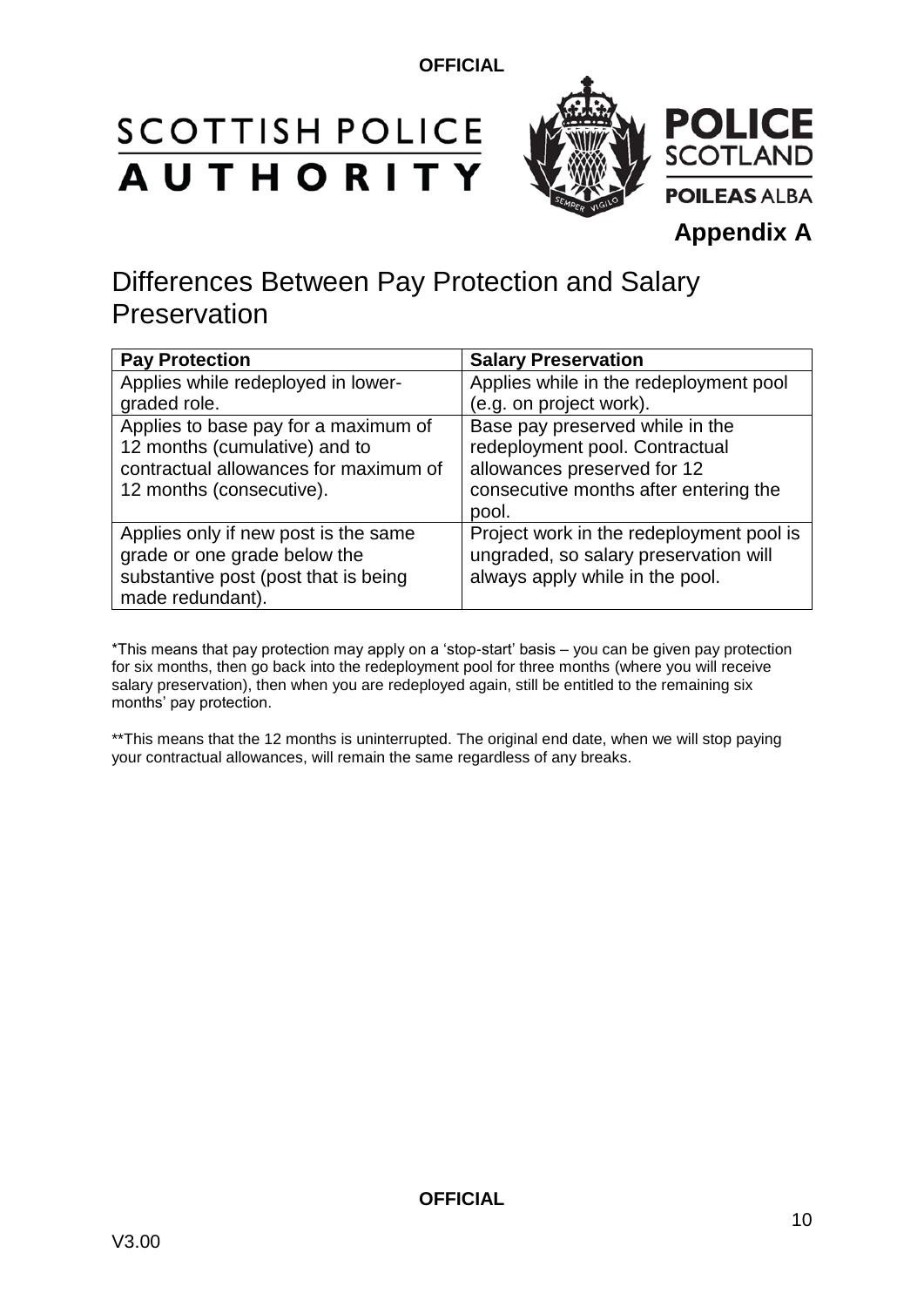**OFFICIAL**

SCOTTISH POLICE AUTHORITY

POLICE SCOTLAND
POILEAS ALBA

**Appendix A**

# Differences Between Pay Protection and Salary Preservation

| Pay Protection | Salary Preservation |
|---|---|
| Applies while redeployed in lower-graded role. | Applies while in the redeployment pool (e.g. on project work). |
| Applies to base pay for a maximum of 12 months (cumulative) and to contractual allowances for maximum of 12 months (consecutive). | Base pay preserved while in the redeployment pool. Contractual allowances preserved for 12 consecutive months after entering the pool. |
| Applies only if new post is the same grade or one grade below the substantive post (post that is being made redundant). | Project work in the redeployment pool is ungraded, so salary preservation will always apply while in the pool. |

*This means that pay protection may apply on a 'stop-start' basis – you can be given pay protection for six months, then go back into the redeployment pool for three months (where you will receive salary preservation), then when you are redeployed again, still be entitled to the remaining six months' pay protection.

**This means that the 12 months is uninterrupted. The original end date, when we will stop paying your contractual allowances, will remain the same regardless of any breaks.

**OFFICIAL**

V3.00